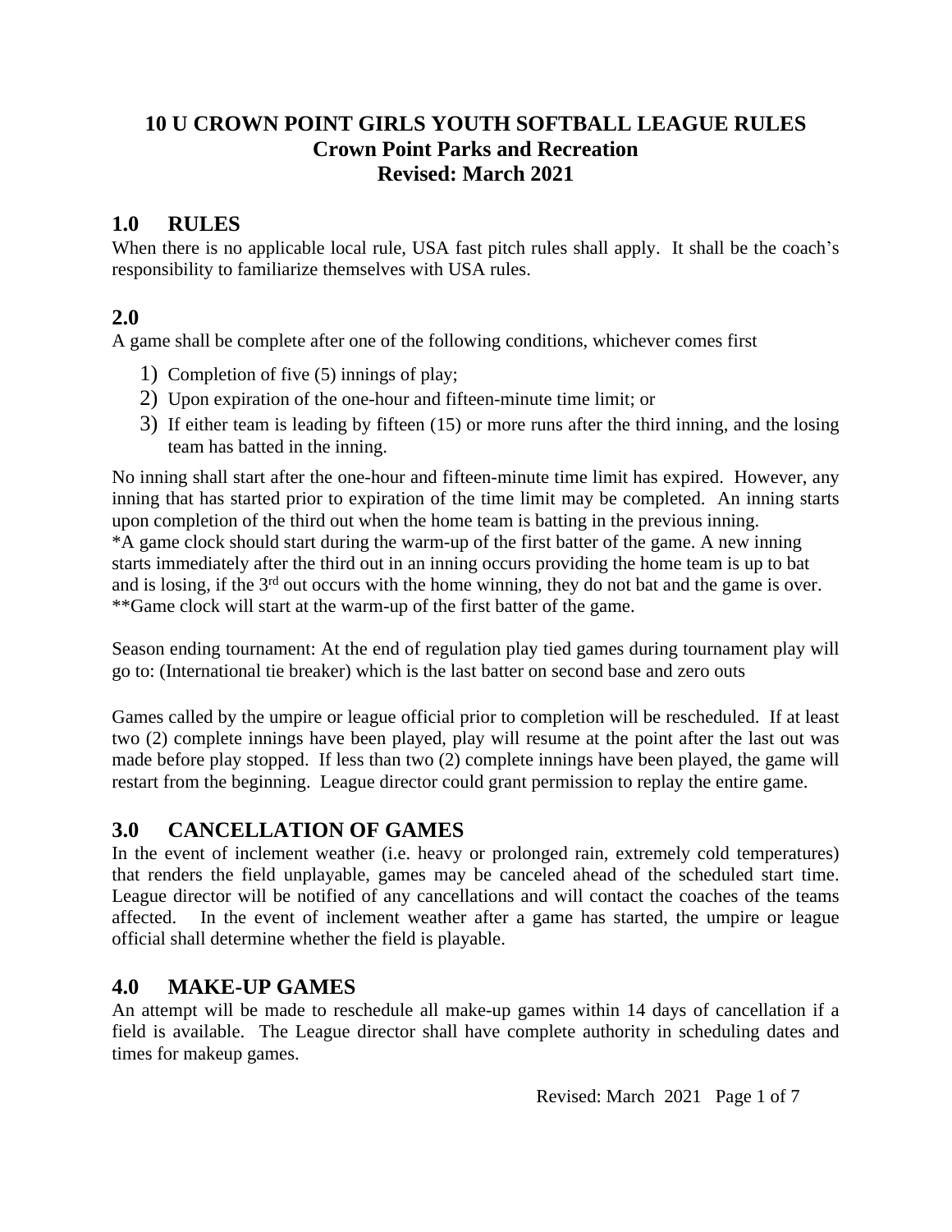# 10 U CROWN POINT GIRLS YOUTH SOFTBALL LEAGUE RULES
## Crown Point Parks and Recreation
## Revised: March 2021

## 1.0 RULES

When there is no applicable local rule, USA fast pitch rules shall apply. It shall be the coach's responsibility to familiarize themselves with USA rules.

## 2.0

A game shall be complete after one of the following conditions, whichever comes first

1) Completion of five (5) innings of play;
2) Upon expiration of the one-hour and fifteen-minute time limit; or
3) If either team is leading by fifteen (15) or more runs after the third inning, and the losing team has batted in the inning.

No inning shall start after the one-hour and fifteen-minute time limit has expired. However, any inning that has started prior to expiration of the time limit may be completed. An inning starts upon completion of the third out when the home team is batting in the previous inning.
*A game clock should start during the warm-up of the first batter of the game. A new inning starts immediately after the third out in an inning occurs providing the home team is up to bat and is losing, if the 3rd out occurs with the home winning, they do not bat and the game is over.
**Game clock will start at the warm-up of the first batter of the game.

Season ending tournament: At the end of regulation play tied games during tournament play will go to: (International tie breaker) which is the last batter on second base and zero outs

Games called by the umpire or league official prior to completion will be rescheduled. If at least two (2) complete innings have been played, play will resume at the point after the last out was made before play stopped. If less than two (2) complete innings have been played, the game will restart from the beginning. League director could grant permission to replay the entire game.

## 3.0 CANCELLATION OF GAMES

In the event of inclement weather (i.e. heavy or prolonged rain, extremely cold temperatures) that renders the field unplayable, games may be canceled ahead of the scheduled start time. League director will be notified of any cancellations and will contact the coaches of the teams affected. In the event of inclement weather after a game has started, the umpire or league official shall determine whether the field is playable.

## 4.0 MAKE-UP GAMES

An attempt will be made to reschedule all make-up games within 14 days of cancellation if a field is available. The League director shall have complete authority in scheduling dates and times for makeup games.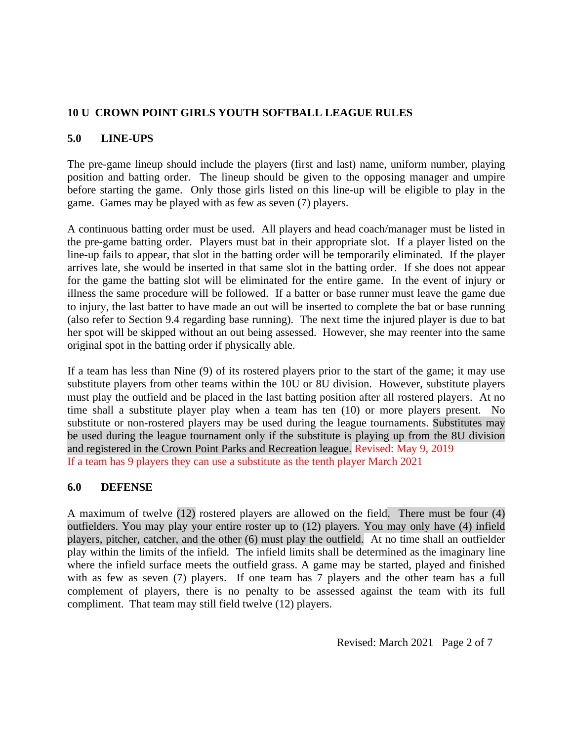# 10 U CROWN POINT GIRLS YOUTH SOFTBALL LEAGUE RULES

## 5.0 LINE-UPS

The pre-game lineup should include the players (first and last) name, uniform number, playing position and batting order. The lineup should be given to the opposing manager and umpire before starting the game. Only those girls listed on this line-up will be eligible to play in the game. Games may be played with as few as seven (7) players.

A continuous batting order must be used. All players and head coach/manager must be listed in the pre-game batting order. Players must bat in their appropriate slot. If a player listed on the line-up fails to appear, that slot in the batting order will be temporarily eliminated. If the player arrives late, she would be inserted in that same slot in the batting order. If she does not appear for the game the batting slot will be eliminated for the entire game. In the event of injury or illness the same procedure will be followed. If a batter or base runner must leave the game due to injury, the last batter to have made an out will be inserted to complete the bat or base running (also refer to Section 9.4 regarding base running). The next time the injured player is due to bat her spot will be skipped without an out being assessed. However, she may reenter into the same original spot in the batting order if physically able.

If a team has less than Nine (9) of its rostered players prior to the start of the game; it may use substitute players from other teams within the 10U or 8U division. However, substitute players must play the outfield and be placed in the last batting position after all rostered players. At no time shall a substitute player play when a team has ten (10) or more players present. No substitute or non-rostered players may be used during the league tournaments. Substitutes may be used during the league tournament only if the substitute is playing up from the 8U division and registered in the Crown Point Parks and Recreation league. Revised: May 9, 2019
If a team has 9 players they can use a substitute as the tenth player March 2021

## 6.0 DEFENSE

A maximum of twelve (12) rostered players are allowed on the field. There must be four (4) outfielders. You may play your entire roster up to (12) players. You may only have (4) infield players, pitcher, catcher, and the other (6) must play the outfield. At no time shall an outfielder play within the limits of the infield. The infield limits shall be determined as the imaginary line where the infield surface meets the outfield grass. A game may be started, played and finished with as few as seven (7) players. If one team has 7 players and the other team has a full complement of players, there is no penalty to be assessed against the team with its full compliment. That team may still field twelve (12) players.

Revised: March 2021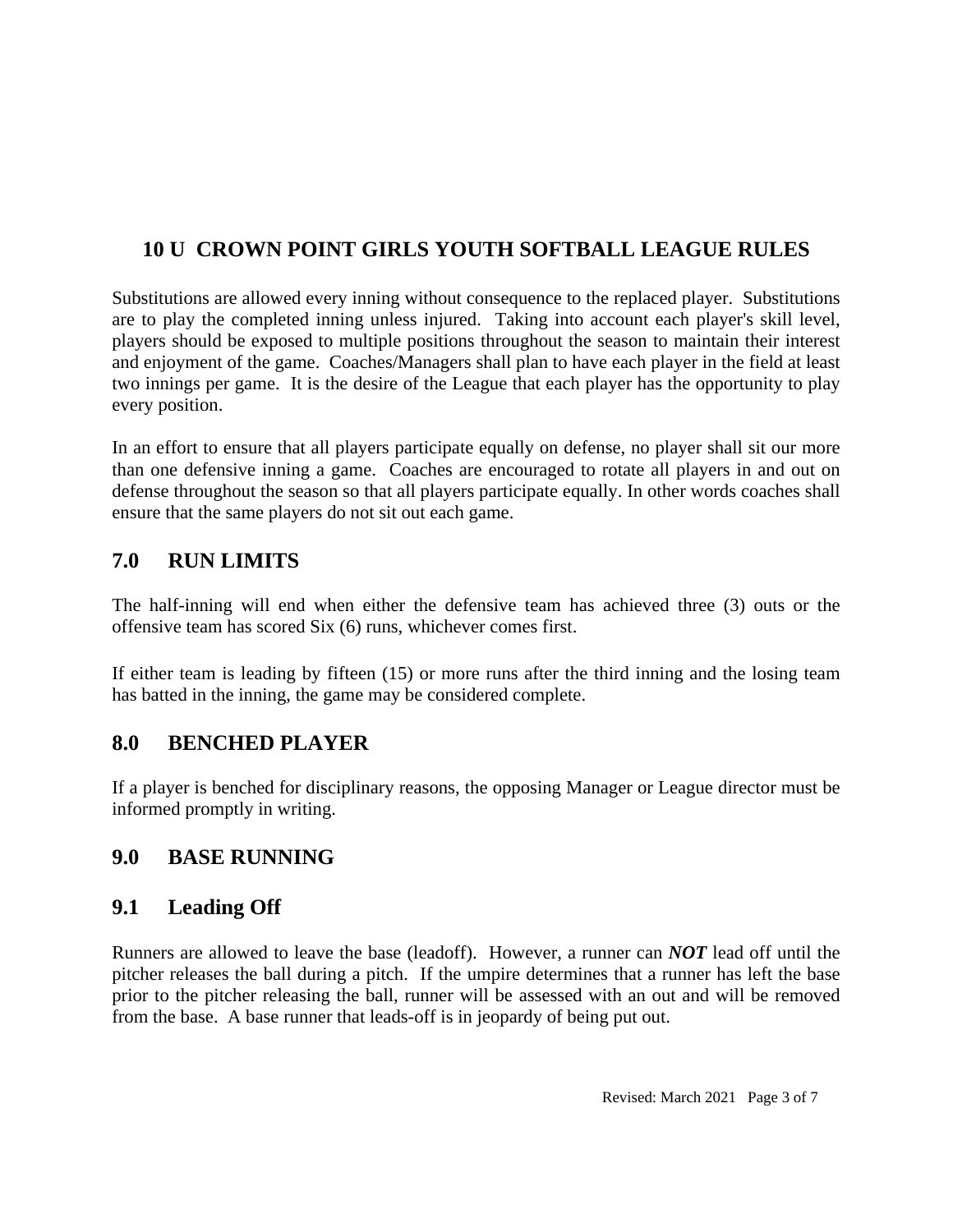## 10 U CROWN POINT GIRLS YOUTH SOFTBALL LEAGUE RULES

Substitutions are allowed every inning without consequence to the replaced player. Substitutions are to play the completed inning unless injured. Taking into account each player's skill level, players should be exposed to multiple positions throughout the season to maintain their interest and enjoyment of the game. Coaches/Managers shall plan to have each player in the field at least two innings per game. It is the desire of the League that each player has the opportunity to play every position.

In an effort to ensure that all players participate equally on defense, no player shall sit our more than one defensive inning a game. Coaches are encouraged to rotate all players in and out on defense throughout the season so that all players participate equally. In other words coaches shall ensure that the same players do not sit out each game.

## 7.0 RUN LIMITS

The half-inning will end when either the defensive team has achieved three (3) outs or the offensive team has scored Six (6) runs, whichever comes first.

If either team is leading by fifteen (15) or more runs after the third inning and the losing team has batted in the inning, the game may be considered complete.

## 8.0 BENCHED PLAYER

If a player is benched for disciplinary reasons, the opposing Manager or League director must be informed promptly in writing.

## 9.0 BASE RUNNING

## 9.1 Leading Off

Runners are allowed to leave the base (leadoff). However, a runner can ***NOT*** lead off until the pitcher releases the ball during a pitch. If the umpire determines that a runner has left the base prior to the pitcher releasing the ball, runner will be assessed with an out and will be removed from the base. A base runner that leads-off is in jeopardy of being put out.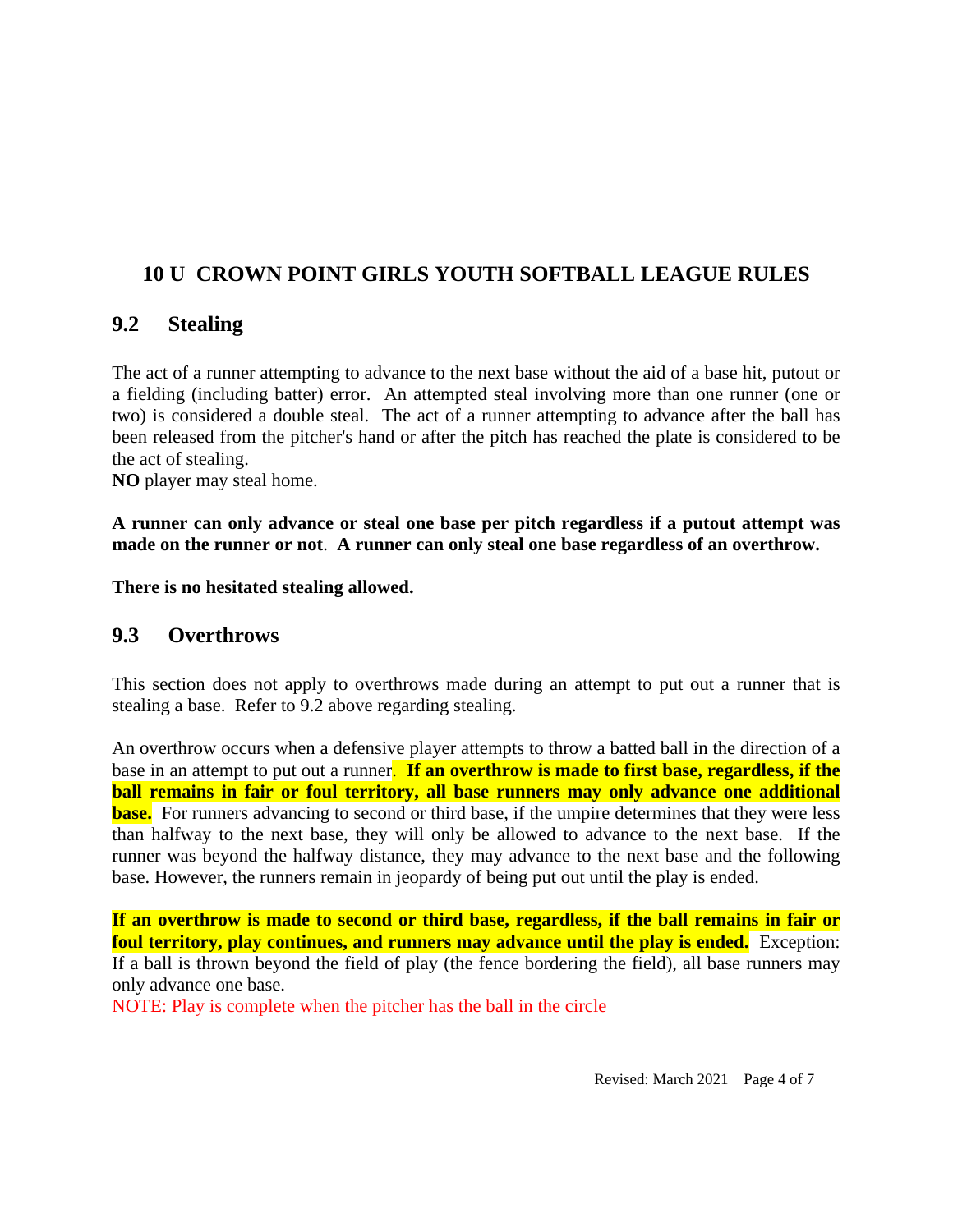# 10 U CROWN POINT GIRLS YOUTH SOFTBALL LEAGUE RULES

## 9.2 Stealing

The act of a runner attempting to advance to the next base without the aid of a base hit, putout or a fielding (including batter) error. An attempted steal involving more than one runner (one or two) is considered a double steal. The act of a runner attempting to advance after the ball has been released from the pitcher's hand or after the pitch has reached the plate is considered to be the act of stealing.

**NO** player may steal home.

**A runner can only advance or steal one base per pitch regardless if a putout attempt was made on the runner or not**. **A runner can only steal one base regardless of an overthrow.**

**There is no hesitated stealing allowed.**

## 9.3 Overthrows

This section does not apply to overthrows made during an attempt to put out a runner that is stealing a base. Refer to 9.2 above regarding stealing.

An overthrow occurs when a defensive player attempts to throw a batted ball in the direction of a base in an attempt to put out a runner. **If an overthrow is made to first base, regardless, if the ball remains in fair or foul territory, all base runners may only advance one additional base.** For runners advancing to second or third base, if the umpire determines that they were less than halfway to the next base, they will only be allowed to advance to the next base. If the runner was beyond the halfway distance, they may advance to the next base and the following base. However, the runners remain in jeopardy of being put out until the play is ended.

**If an overthrow is made to second or third base, regardless, if the ball remains in fair or foul territory, play continues, and runners may advance until the play is ended.** Exception: If a ball is thrown beyond the field of play (the fence bordering the field), all base runners may only advance one base.

NOTE: Play is complete when the pitcher has the ball in the circle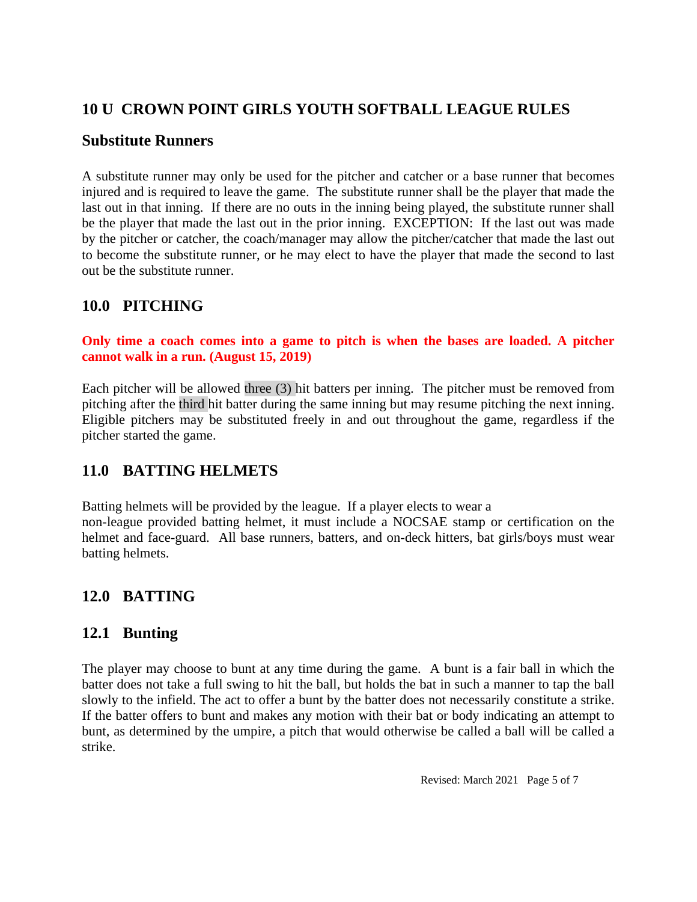# 10 U CROWN POINT GIRLS YOUTH SOFTBALL LEAGUE RULES

## Substitute Runners

A substitute runner may only be used for the pitcher and catcher or a base runner that becomes injured and is required to leave the game. The substitute runner shall be the player that made the last out in that inning. If there are no outs in the inning being played, the substitute runner shall be the player that made the last out in the prior inning. EXCEPTION: If the last out was made by the pitcher or catcher, the coach/manager may allow the pitcher/catcher that made the last out to become the substitute runner, or he may elect to have the player that made the second to last out be the substitute runner.

## 10.0 PITCHING

**Only time a coach comes into a game to pitch is when the bases are loaded. A pitcher cannot walk in a run. (August 15, 2019)**

Each pitcher will be allowed three (3) hit batters per inning. The pitcher must be removed from pitching after the third hit batter during the same inning but may resume pitching the next inning. Eligible pitchers may be substituted freely in and out throughout the game, regardless if the pitcher started the game.

## 11.0 BATTING HELMETS

Batting helmets will be provided by the league. If a player elects to wear a non-league provided batting helmet, it must include a NOCSAE stamp or certification on the helmet and face-guard. All base runners, batters, and on-deck hitters, bat girls/boys must wear batting helmets.

## 12.0 BATTING

## 12.1 Bunting

The player may choose to bunt at any time during the game. A bunt is a fair ball in which the batter does not take a full swing to hit the ball, but holds the bat in such a manner to tap the ball slowly to the infield. The act to offer a bunt by the batter does not necessarily constitute a strike. If the batter offers to bunt and makes any motion with their bat or body indicating an attempt to bunt, as determined by the umpire, a pitch that would otherwise be called a ball will be called a strike.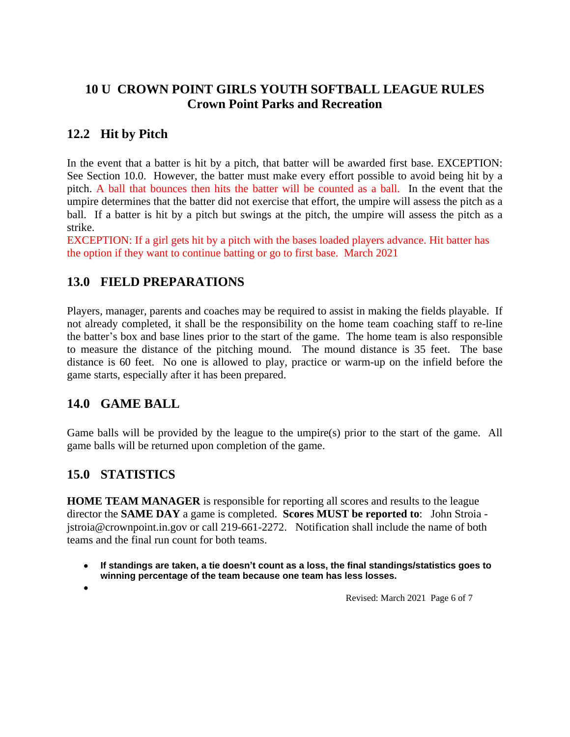## 10 U CROWN POINT GIRLS YOUTH SOFTBALL LEAGUE RULES
## Crown Point Parks and Recreation

### 12.2 Hit by Pitch

In the event that a batter is hit by a pitch, that batter will be awarded first base. EXCEPTION: See Section 10.0. However, the batter must make every effort possible to avoid being hit by a pitch. A ball that bounces then hits the batter will be counted as a ball. In the event that the umpire determines that the batter did not exercise that effort, the umpire will assess the pitch as a ball. If a batter is hit by a pitch but swings at the pitch, the umpire will assess the pitch as a strike.

EXCEPTION: If a girl gets hit by a pitch with the bases loaded players advance. Hit batter has the option if they want to continue batting or go to first base. March 2021

### 13.0 FIELD PREPARATIONS

Players, manager, parents and coaches may be required to assist in making the fields playable. If not already completed, it shall be the responsibility on the home team coaching staff to re-line the batter's box and base lines prior to the start of the game. The home team is also responsible to measure the distance of the pitching mound. The mound distance is 35 feet. The base distance is 60 feet. No one is allowed to play, practice or warm-up on the infield before the game starts, especially after it has been prepared.

### 14.0 GAME BALL

Game balls will be provided by the league to the umpire(s) prior to the start of the game. All game balls will be returned upon completion of the game.

### 15.0 STATISTICS

**HOME TEAM MANAGER** is responsible for reporting all scores and results to the league director the **SAME DAY** a game is completed. **Scores MUST be reported to**: John Stroia - jstroia@crownpoint.in.gov or call 219-661-2272. Notification shall include the name of both teams and the final run count for both teams.

- **If standings are taken, a tie doesn't count as a loss, the final standings/statistics goes to winning percentage of the team because one team has less losses.**
- 

Revised: March 2021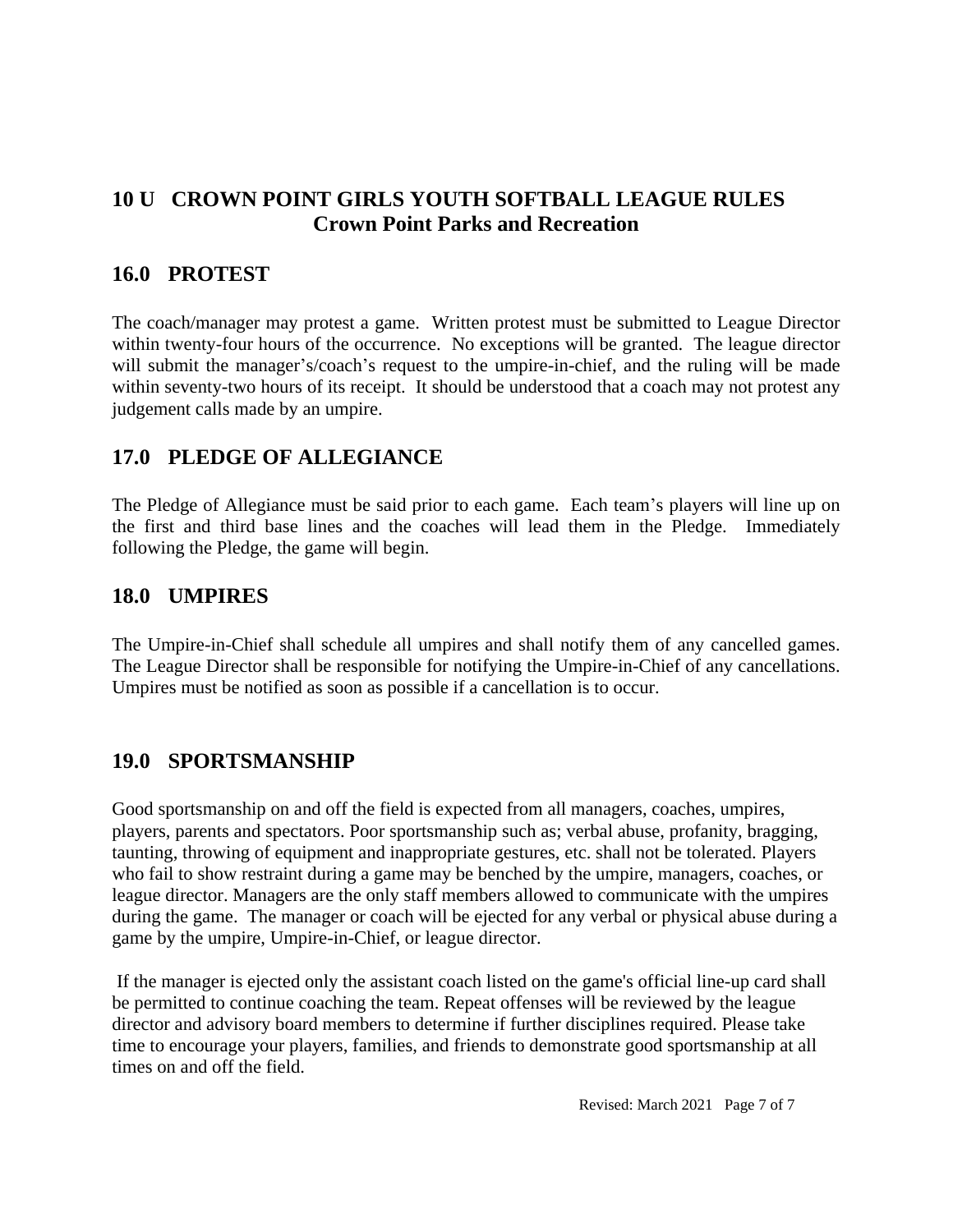# 10 U CROWN POINT GIRLS YOUTH SOFTBALL LEAGUE RULES
## Crown Point Parks and Recreation

## 16.0 PROTEST

The coach/manager may protest a game. Written protest must be submitted to League Director within twenty-four hours of the occurrence. No exceptions will be granted. The league director will submit the manager's/coach's request to the umpire-in-chief, and the ruling will be made within seventy-two hours of its receipt. It should be understood that a coach may not protest any judgement calls made by an umpire.

## 17.0 PLEDGE OF ALLEGIANCE

The Pledge of Allegiance must be said prior to each game. Each team's players will line up on the first and third base lines and the coaches will lead them in the Pledge. Immediately following the Pledge, the game will begin.

## 18.0 UMPIRES

The Umpire-in-Chief shall schedule all umpires and shall notify them of any cancelled games. The League Director shall be responsible for notifying the Umpire-in-Chief of any cancellations. Umpires must be notified as soon as possible if a cancellation is to occur.

## 19.0 SPORTSMANSHIP

Good sportsmanship on and off the field is expected from all managers, coaches, umpires, players, parents and spectators. Poor sportsmanship such as; verbal abuse, profanity, bragging, taunting, throwing of equipment and inappropriate gestures, etc. shall not be tolerated. Players who fail to show restraint during a game may be benched by the umpire, managers, coaches, or league director. Managers are the only staff members allowed to communicate with the umpires during the game. The manager or coach will be ejected for any verbal or physical abuse during a game by the umpire, Umpire-in-Chief, or league director.

If the manager is ejected only the assistant coach listed on the game's official line-up card shall be permitted to continue coaching the team. Repeat offenses will be reviewed by the league director and advisory board members to determine if further disciplines required. Please take time to encourage your players, families, and friends to demonstrate good sportsmanship at all times on and off the field.

Revised: March 2021